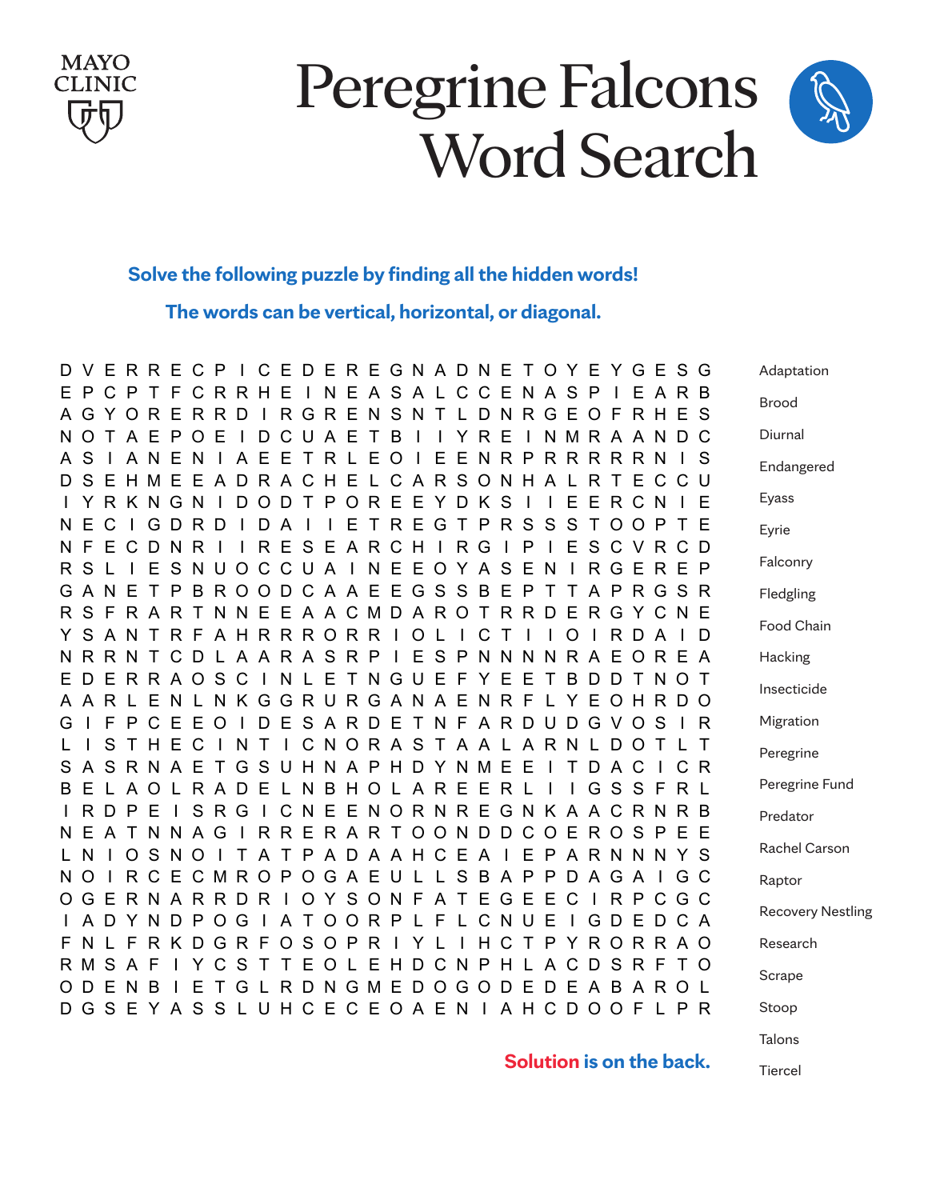# Peregrine Falcons Word Search

**Solve the following puzzle by finding all the hidden words!**

**The words can be vertical, horizontal, or diagonal.**

```
D V E R R E C P I C E D E R E G N A D N E T O Y E Y G E S G
E P C P T F C R R H E I N E A S A L C C E N A S P I E A R B
A G Y O R E R R D I R G R E N S N T L D N R G E O F R H E S
N O T A E P O E I D C U A E T B I I Y R E I N M R A A N D C
A S I A N E N I A E E T R L E O I E E N R P R R R R R N I S
D S E H M E E A D R A C H E L C A R S O N H A L R T E C C U
I Y R K N G N I D O D T P O R E E Y D K S I I E E R C N I E
N E C I G D R D I D A I I E T R E G T P R S S S T O O P T E
N F E C D N R I I R E S E A R C H I R G I P I E S C V R C D
R S L I E S N U O C C U A I N E E O Y A S E N I R G E R E P
G A N E T P B R O O D C A A E E G S S B E P T T A P R G S R
R S F R A R T N N E E A A C M D A R O T R R D E R G Y C N E
Y S A N T R F A H R R R O R R I O L I C T I I O I R D A I D
N R R N T C D L A A R A S R P I E S P N N N N R A E O R E A
E D E R R A O S C I N L E T N G U E F Y E E T B D D T N O T
A A R L E N L N K G G R U R G A N A E N R F L Y E O H R D O
G I F P C E E O I D E S A R D E T N F A R D U D G V O S I R
L I S T H E C I N T I C N O R A S T A A L A R N L D O T L T
S A S R N A E T G S U H N A P H D Y N M E E I T D A C I C R
B E L A O L R A D E L N B H O L A R E E R L I I G S S F R L
I R D P E I S R G I C N E E N O R N R E G N K A A C R N R B
N E A T N N A G I R R E R A R T O O N D D C O E R O S P E E
L N I O S N O I T A T P A D A A H C E A I E P A R N N N Y S
N O I R C E C M R O P O G A E U L L S B A P P D A G A I G C
O G E R N A R R D R I O Y S O N F A T E G E E C I R P C G C
I A D Y N D P O G I A T O O R P L F L C N U E I G D E D C A
F N L F R K D G R F O S O P R I Y L I H C T P Y R O R R A O
R M S A F I Y C S T T E O L E H D C N P H L A C D S R F T O
O D E N B I E T G L R D N G M E D O G O D E D E A B A R O L
D G S E Y A S S L U H C E C E O A E N I A H C D O O F L P R
```

- Adaptation
- Brood
- Diurnal
- Endangered
- Eyass
- Eyrie
- Falconry
- Fledgling
- Food Chain
- Hacking
- Insecticide
- Migration
- Peregrine
- Peregrine Fund
- Predator
- Rachel Carson
- Raptor
- Recovery Nestling
- Research
- Scrape
- Stoop
- Talons
- Tiercel

**Solution is on the back.**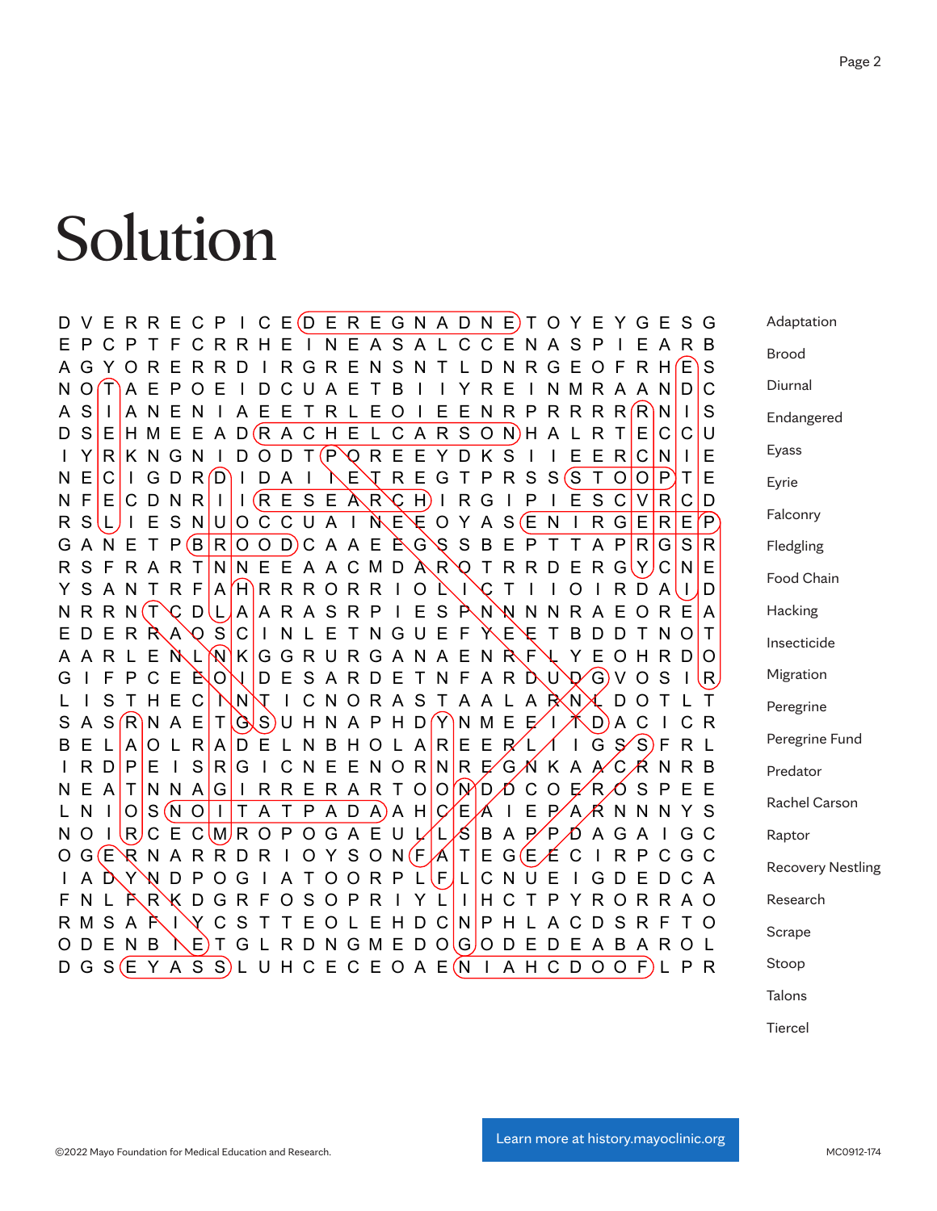# Solution

```
D V E R R E C P I C E D E R E G N A D N E T O Y E Y G E S G
E P C P T F C R R H E I N E A S A L C C E N A S P I E A R B
A G Y O R E R R D I R G R E N S N T L D N R G E O F R H E S
N O T A E P O E I D C U A E T B I I Y R E I N M R A A N D C
A S I A N E N I A E E T R L E O I E E N R P R R R R R N I S
D S E H M E E A D R A C H E L C A R S O N H A L R T E C C U
I Y R K N G N I D O D T P O R E E Y D K S I I E E R C N I E
N E C I G D R D I D A I I E T R E G T P R S S S T O O P T E
N F E C D N R I I R E S E A R C H I R G I P I E S C V R C D
R S L I E S N U O C C U A I N E E O Y A S E N I R G E R E P
G A N E T P B R O O D C A A E E G S S B E P T T A P R G S R
R S F R A R T N N E E A A C M D A R O T R R D E R G Y C N E
Y S A N T R F A H R R R O R R I O L I C T I I O I R D A I D
N R R N T C D L A A R A S R P I E S P N N N N R A E O R E A
E D E R R A O S C I N L E T N G U E F Y E E T B D D T N O T
A A R L E N L N K G G R U R G A N A E N R F L Y E O H R D O
G I F P C E E O I D E S A R D E T N F A R D U D G V O S I R
L I S T H E C I N T I C N O R A S T A A L A R N L D O T L T
S A S R N A E T G S U H N A P H D Y N M E E I T D A C I C R
B E L A O L R A D E L N B H O L A R E E R L I I G S S F R L
I R D P E I S R G I C N E E N O R N R E G N K A A C R N R B
N E A T N N A G I R R E R A R T O O N D D C O E R O S P E E
L N I O S N O I T A T P A D A A H C E A I E P A R N N N Y S
N O I R C E C M R O P O G A E U L L S B A P P D A G A I G C
O G E R N A R R D R I O Y S O N F A T E G E E C I R P C G C
I A D Y N D P O G I A T O O R P L F L C N U E I G D E D C A
F N L F R K D G R F O S O P R I Y L I H C T P Y R O R R A O
R M S A F I Y C S T T E O L E H D C N P H L A C D S R F T O
O D E N B I E T G L R D N G M E D O G O D E D E A B A R O L
D G S E Y A S S L U H C E C E O A E N I A H C D O O F L P R
```

- Adaptation
- Brood
- Diurnal
- Endangered
- Eyass
- Eyrie
- Falconry
- Fledgling
- Food Chain
- Hacking
- Insecticide
- Migration
- Peregrine
- Peregrine Fund
- Predator
- Rachel Carson
- Raptor
- Recovery Nestling
- Research
- Scrape
- Stoop
- Talons
- Tiercel

©2022 Mayo Foundation for Medical Education and Research.

Learn more at history.mayoclinic.org

MC0912-174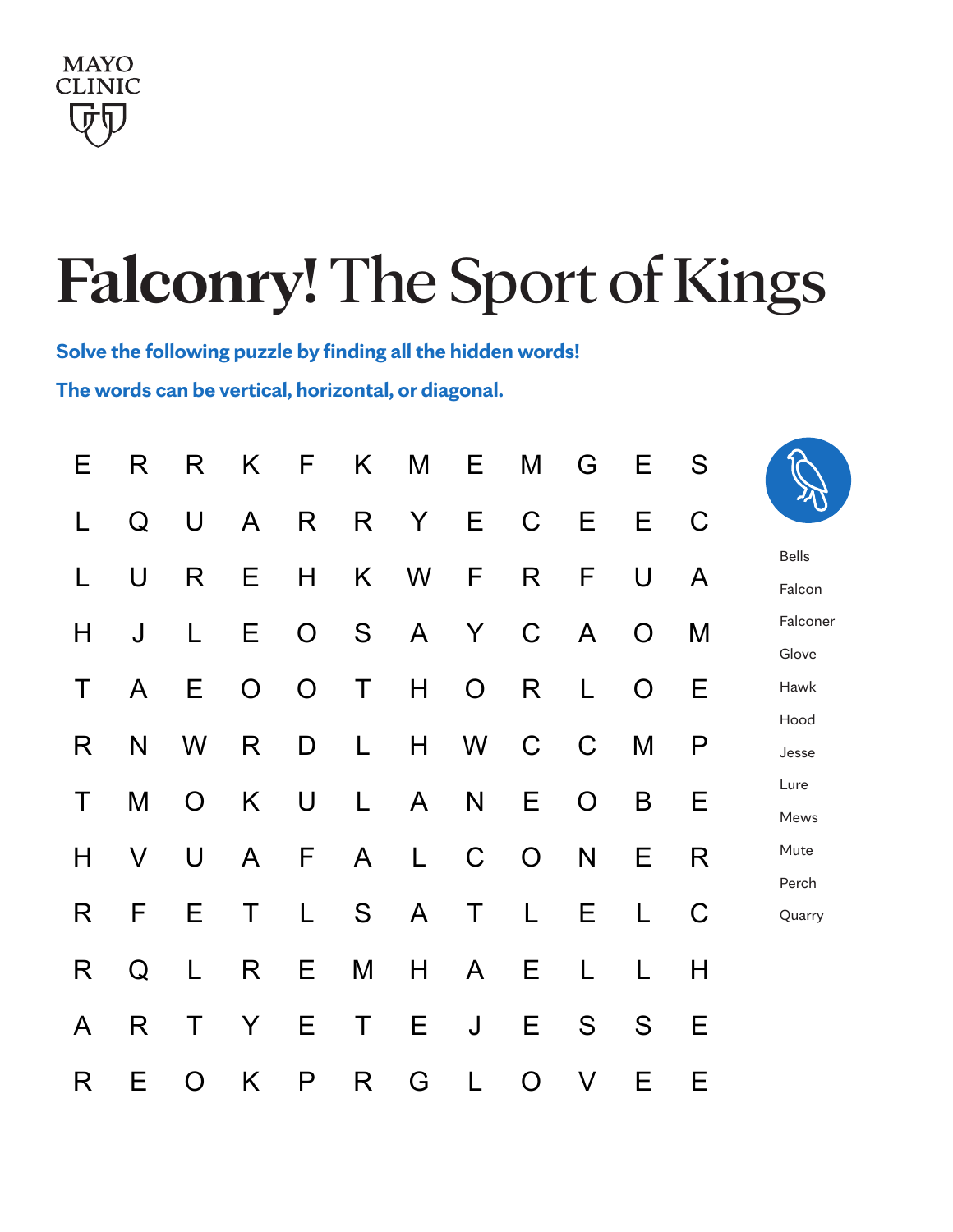# Falconry! The Sport of Kings

**Solve the following puzzle by finding all the hidden words!**

**The words can be vertical, horizontal, or diagonal.**

| | | | | | | | | | | | |
|---|---|---|---|---|---|---|---|---|---|---|---|
| E | R | R | K | F | K | M | E | M | G | E | S |
| L | Q | U | A | R | R | Y | E | C | E | E | C |
| L | U | R | E | H | K | W | F | R | F | U | A |
| H | J | L | E | O | S | A | Y | C | A | O | M |
| T | A | E | O | O | T | H | O | R | L | O | E |
| R | N | W | R | D | L | H | W | C | C | M | P |
| T | M | O | K | U | L | A | N | E | O | B | E |
| H | V | U | A | F | A | L | C | O | N | E | R |
| R | F | E | T | L | S | A | T | L | E | L | C |
| R | Q | L | R | E | M | H | A | E | L | L | H |
| A | R | T | Y | E | T | E | J | E | S | S | E |
| R | E | O | K | P | R | G | L | O | V | E | E |

- Bells
- Falcon
- Falconer
- Glove
- Hawk
- Hood
- Jesse
- Lure
- Mews
- Mute
- Perch
- Quarry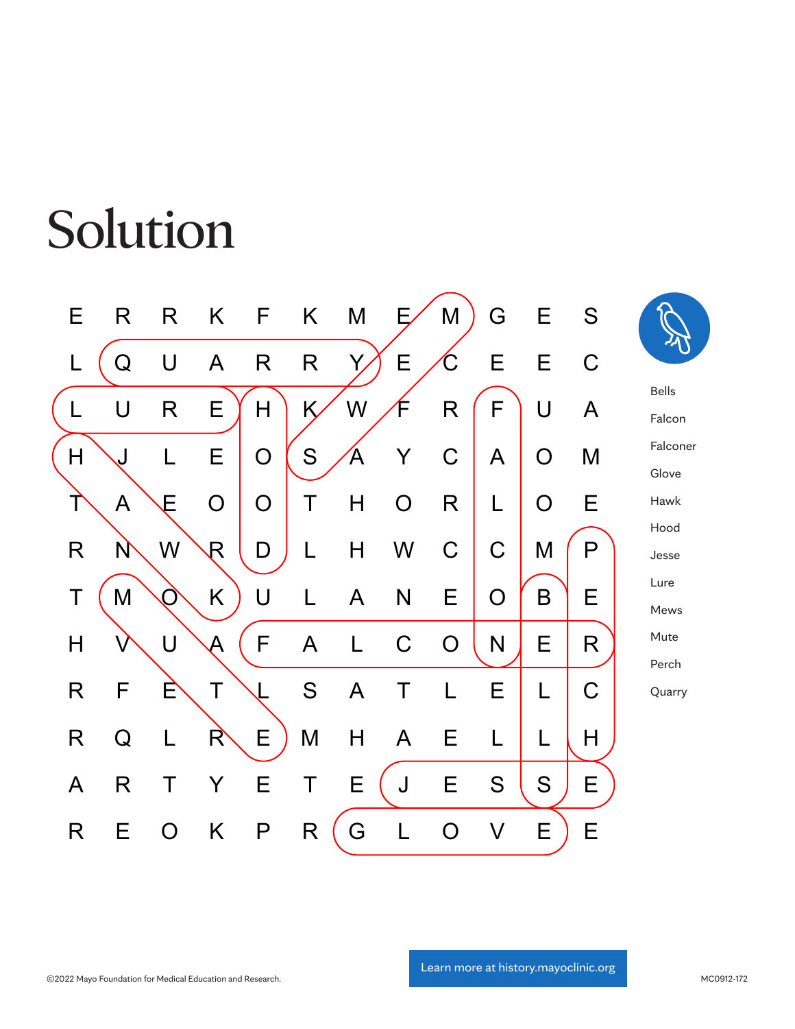# Solution

| | | | | | | | | | | | |
|---|---|---|---|---|---|---|---|---|---|---|---|
| E | R | R | K | F | K | M | E | M | G | E | S |
| L | Q | U | A | R | R | Y | E | C | E | E | C |
| L | U | R | E | H | K | W | F | R | F | U | A |
| H | J | L | E | O | S | A | Y | C | A | O | M |
| T | A | E | O | O | T | H | O | R | L | O | E |
| R | N | W | R | D | L | H | W | C | C | M | P |
| T | M | O | K | U | L | A | N | E | O | B | E |
| H | V | U | A | F | A | L | C | O | N | E | R |
| R | F | E | T | L | S | A | T | L | E | L | C |
| R | Q | L | R | E | M | H | A | E | L | L | H |
| A | R | T | Y | E | T | E | J | E | S | S | E |
| R | E | O | K | P | R | G | L | O | V | E | E |

- Bells
- Falcon
- Falconer
- Glove
- Hawk
- Hood
- Jesse
- Lure
- Mews
- Mute
- Perch
- Quarry

©2022 Mayo Foundation for Medical Education and Research.

Learn more at history.mayoclinic.org

MC0912-172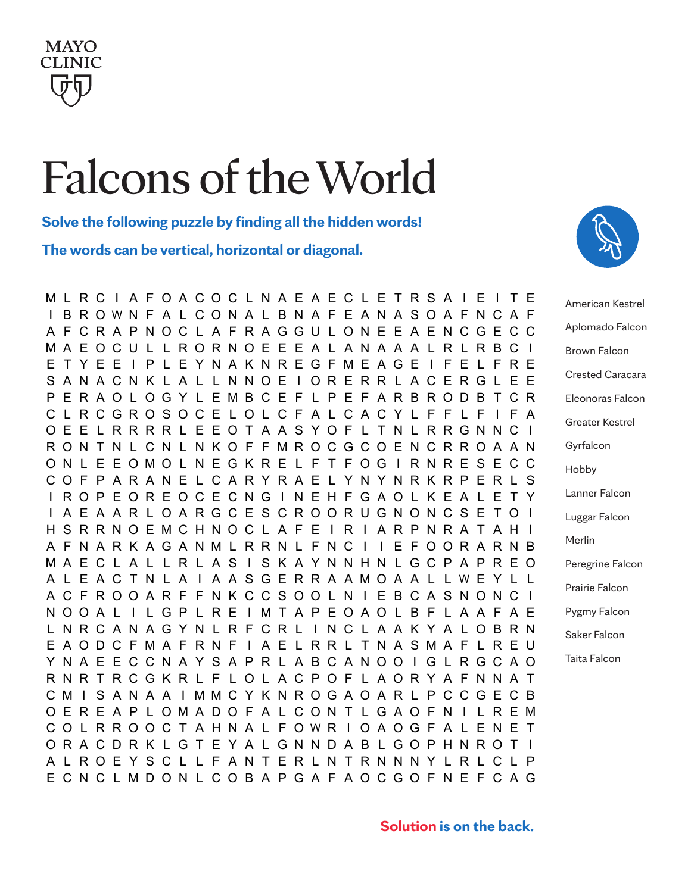MAYO CLINIC

# Falcons of the World

**Solve the following puzzle by finding all the hidden words!**

**The words can be vertical, horizontal or diagonal.**

```
M L R C I A F O A C O C L N A E A E C L E T R S A I E I T E
I B R O W N F A L C O N A L B N A F E A N A S O A F N C A F
A F C R A P N O C L A F R A G G U L O N E E A E N C G E C C
M A E O C U L L R O R N O E E E A L A N A A A L R L R B C I
E T Y E E I P L E Y N A K N R E G F M E A G E I F E L F R E
S A N A C N K L A L L N N O E I O R E R R L A C E R G L E E
P E R A O L O G Y L E M B C E F L P E F A R B R O D B T C R
C L R C G R O S O C E L O L C F A L C A C Y L F F L F I F A
O E E L R R R R L E E O T A A S Y O F L T N L R R G N N C I
R O N T N L C N L N K O F F M R O C G C O E N C R R O A A N
O N L E E O M O L N E G K R E L F T F O G I R N R E S E C C
C O F P A R A N E L C A R Y R A E L Y N Y N R K R P E R L S
I R O P E O R E O C E C N G I N E H F G A O L K E A L E T Y
I A E A A R L O A R G C E S C R O O R U G N O N C S E T O I
H S R R N O E M C H N O C L A F E I R I A R P N R A T A H I
A F N A R K A G A N M L R R N L F N C I I E F O O R A R N B
M A E C L A L L R L A S I S K A Y N N H N L G C P A P R E O
A L E A C T N L A I A A S G E R R A A M O A A L L W E Y L L
A C F R O O A R F F N K C C S O O L N I E B C A S N O N C I
N O O A L I L G P L R E I M T A P E O A O L B F L A A F A E
L N R C A N A G Y N L R F C R L I N C L A A K Y A L O B R N
E A O D C F M A F R N F I A E L R R L T N A S M A F L R E U
Y N A E E C C N A Y S A P R L A B C A N O O I G L R G C A O
R N R T R C G K R L F L O L A C P O F L A O R Y A F N N A T
C M I S A N A A I M M C Y K N R O G A O A R L P C C G E C B
O E R E A P L O M A D O F A L C O N T L G A O F N I L R E M
C O L R R O O C T A H N A L F O W R I O A O G F A L E N E T
O R A C D R K L G T E Y A L G N N D A B L G O P H N R O T I
A L R O E Y S C L L F A N T E R L N T R N N N Y L R L C L P
E C N C L M D O N L C O B A P G A F A O C G O F N E F C A G
```

- American Kestrel
- Aplomado Falcon
- Brown Falcon
- Crested Caracara
- Eleonoras Falcon
- Greater Kestrel
- Gyrfalcon
- Hobby
- Lanner Falcon
- Luggar Falcon
- Merlin
- Peregrine Falcon
- Prairie Falcon
- Pygmy Falcon
- Saker Falcon
- Taita Falcon

**Solution is on the back.**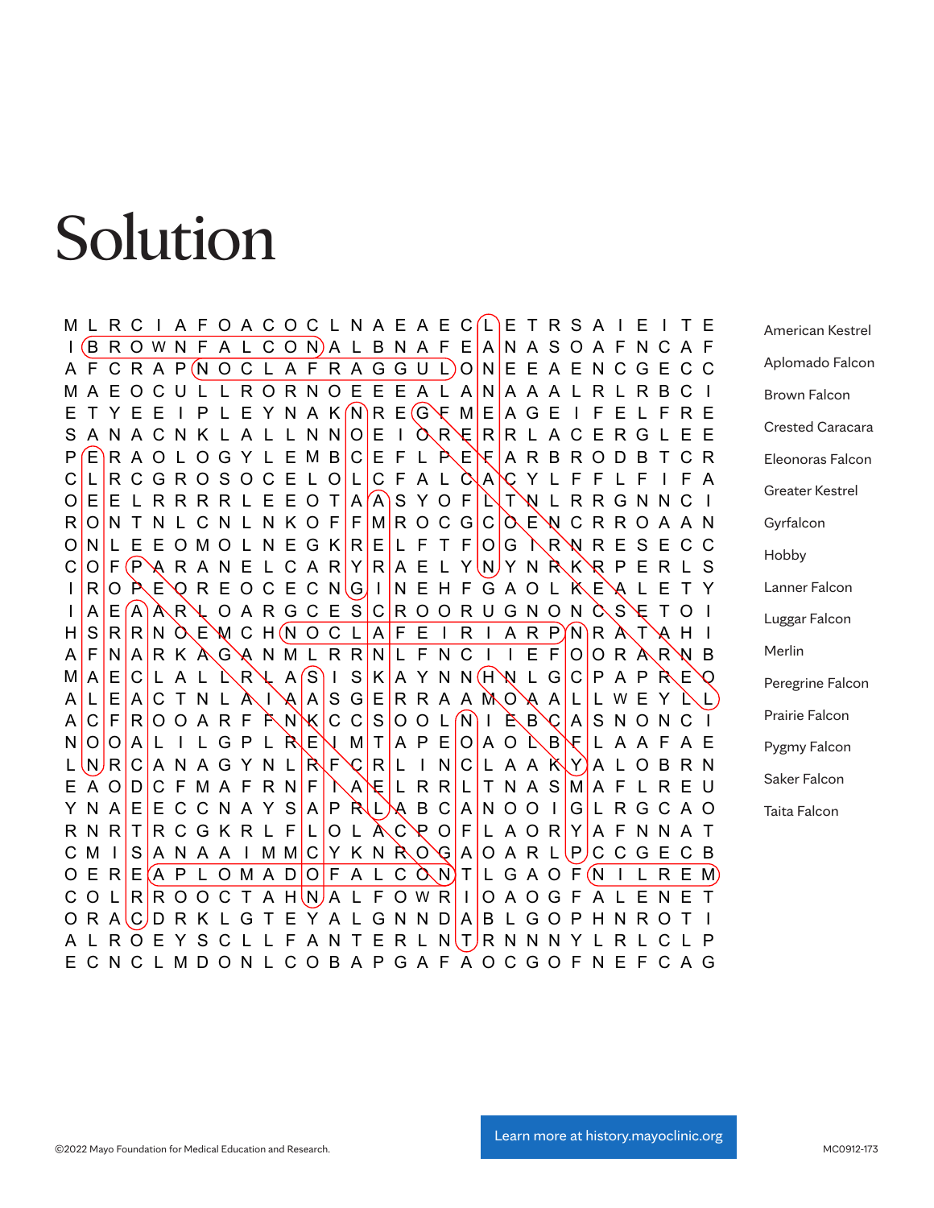# Solution

```
M L R C I A F O A C O C L N A E A E C L E T R S A I E I T E
I B R O W N F A L C O N A L B N A F E A N A S O A F N C A F
A F C R A P N O C L A F R A G G U L O N E E A E N C G E C C
M A E O C U L L R O R N O E E E A L A N A A A L R L R B C I
E T Y E E I P L E Y N A K N R E G F M E A G E I F E L F R E
S A N A C N K L A L L N N O E I O R E R R L A C E R G L E E
P E R A O L O G Y L E M B C E F L P E F A R B R O D B T C R
C L R C G R O S O C E L O L C F A L C A C Y L F F L F I F A
O E E L R R R R L E E O T A A S Y O F L T N L R R G N N C I
R O N T N L C N L N K O F F M R O C G C O E N C R R O A A N
O N L E E O M O L N E G K R E L F T F O G I R N R E S E C C
C O F P A R A N E L C A R Y R A E L Y N Y N R K R P E R L S
I R O P E O R E O C E C N G I N E H F G A O L K E A L E T Y
I A E A A R L O A R G C E S C R O O R U G N O N C S E T O I
H S R R N O E M C H N O C L A F E I R I A R P N R A T A H I
A F N A R K A G A N M L R R N L F N C I I E F O O R A R N B
M A E C L A L L R L A S I S K A Y N N H N L G C P A P R E O
A L E A C T N L A I A A S G E R R A A M O A A L L W E Y L L
A C F R O O A R F F N K C C S O O L N I E B C A S N O N C I
N O O A L I L G P L R E I M T A P E O A O L B F L A A F A E
L N R C A N A G Y N L R F C R L I N C L A A K Y A L O B R N
E A O D C F M A F R N F I A E L R R L T N A S M A F L R E U
Y N A E E C C N A Y S A P R L A B C A N O O I G L R G C A O
R N R T R C G K R L F L O L A C P O F L A O R Y A F N N A T
C M I S A N A A I M M C Y K N R O G A O A R L P C C G E C B
O E R E A P L O M A D O F A L C O N T L G A O F N I L R E M
C O L R R O O C T A H N A L F O W R I O A O G F A L E N E T
O R A C D R K L G T E Y A L G N N D A B L G O P H N R O T I
A L R O E Y S C L L F A N T E R L N T R N N N Y L R L C L P
E C N C L M D O N L C O B A P G A F A O C G O F N E F C A G
```

American Kestrel
Aplomado Falcon
Brown Falcon
Crested Caracara
Eleonoras Falcon
Greater Kestrel
Gyrfalcon
Hobby
Lanner Falcon
Luggar Falcon
Merlin
Peregrine Falcon
Prairie Falcon
Pygmy Falcon
Saker Falcon
Taita Falcon

©2022 Mayo Foundation for Medical Education and Research.

Learn more at history.mayoclinic.org

MC0912-173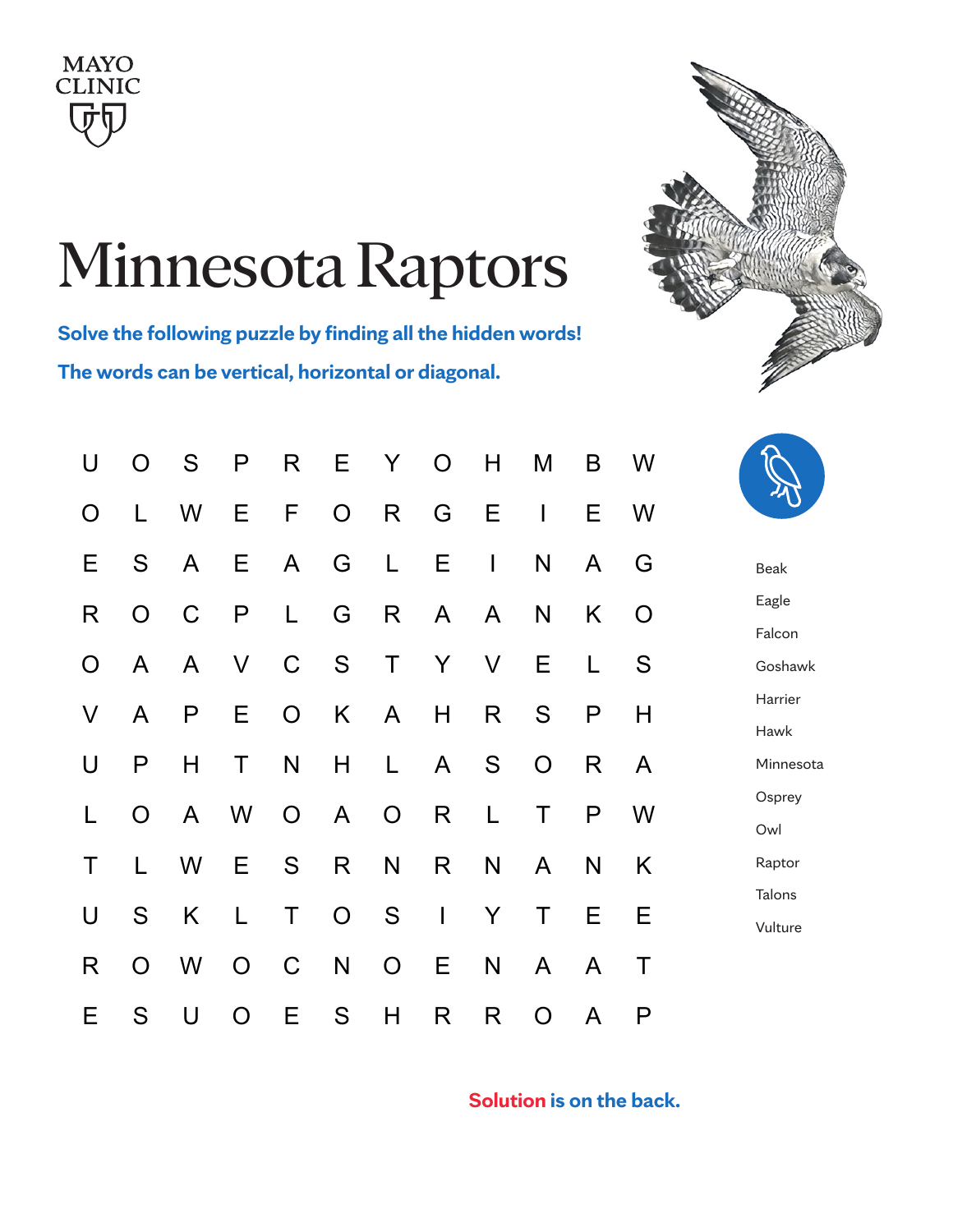MAYO CLINIC

# Minnesota Raptors

**Solve the following puzzle by finding all the hidden words!**

**The words can be vertical, horizontal or diagonal.**

| | | | | | | | | | | | |
|---|---|---|---|---|---|---|---|---|---|---|---|
| U | O | S | P | R | E | Y | O | H | M | B | W |
| O | L | W | E | F | O | R | G | E | I | E | W |
| E | S | A | E | A | G | L | E | I | N | A | G |
| R | O | C | P | L | G | R | A | A | N | K | O |
| O | A | A | V | C | S | T | Y | V | E | L | S |
| V | A | P | E | O | K | A | H | R | S | P | H |
| U | P | H | T | N | H | L | A | S | O | R | A |
| L | O | A | W | O | A | O | R | L | T | P | W |
| T | L | W | E | S | R | N | R | N | A | N | K |
| U | S | K | L | T | O | S | I | Y | T | E | E |
| R | O | W | O | C | N | O | E | N | A | A | T |
| E | S | U | O | E | S | H | R | R | O | A | P |

- Beak
- Eagle
- Falcon
- Goshawk
- Harrier
- Hawk
- Minnesota
- Osprey
- Owl
- Raptor
- Talons
- Vulture

**Solution is on the back.**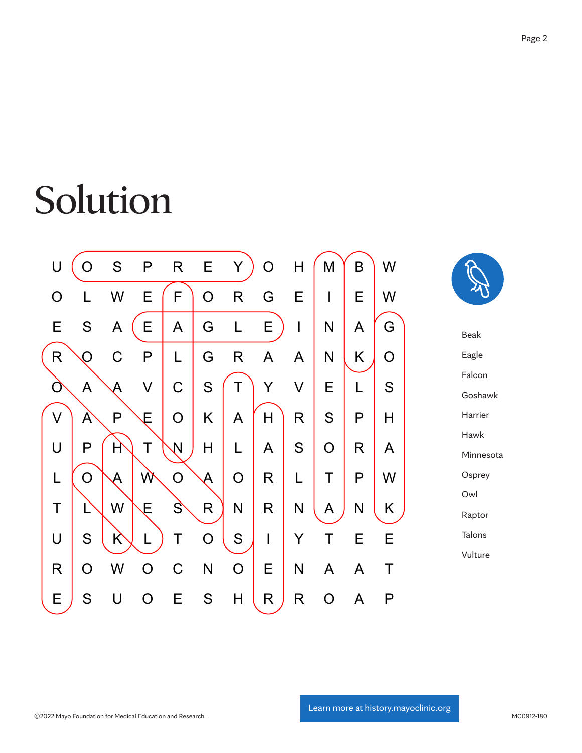# Solution

| | | | | | | | | | | | |
|---|---|---|---|---|---|---|---|---|---|---|---|
| U | O | S | P | R | E | Y | O | H | M | B | W |
| O | L | W | E | F | O | R | G | E | I | E | W |
| E | S | A | E | A | G | L | E | I | N | A | G |
| R | O | C | P | L | G | R | A | A | N | K | O |
| O | A | A | V | C | S | T | Y | V | E | L | S |
| V | A | P | E | O | K | A | H | R | S | P | H |
| U | P | H | T | N | H | L | A | S | O | R | A |
| L | O | A | W | O | A | O | R | L | T | P | W |
| T | L | W | E | S | R | N | R | N | A | N | K |
| U | S | K | L | T | O | S | I | Y | T | E | E |
| R | O | W | O | C | N | O | E | N | A | A | T |
| E | S | U | O | E | S | H | R | R | O | A | P |

Beak
Eagle
Falcon
Goshawk
Harrier
Hawk
Minnesota
Osprey
Owl
Raptor
Talons
Vulture

©2022 Mayo Foundation for Medical Education and Research.

Learn more at history.mayoclinic.org

MC0912-180